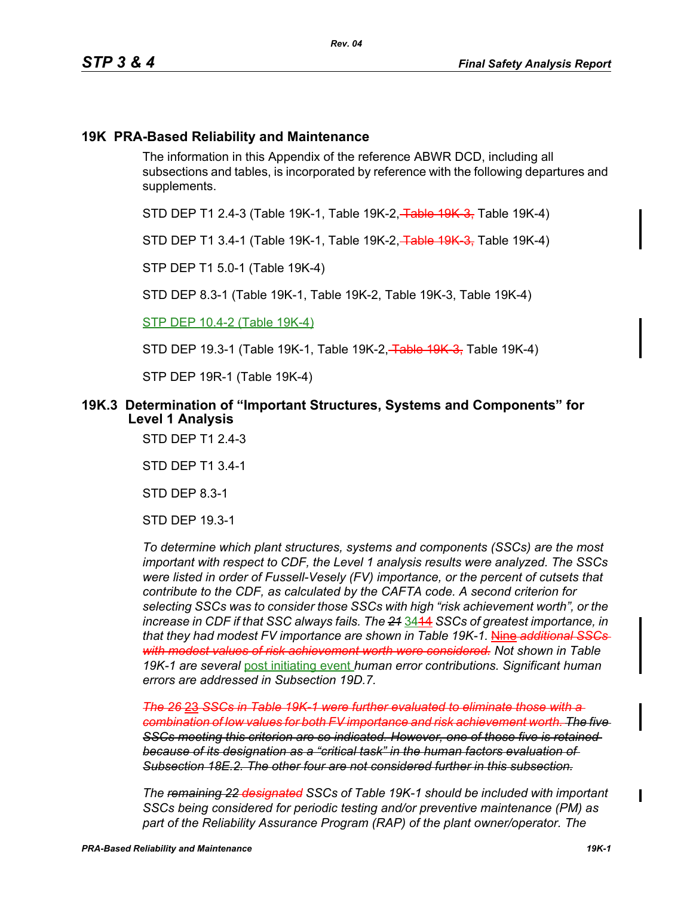## 19K PRA-Based Reliability and Maintenance

The information in this Appendix of the reference ABWR DCD, including all subsections and tables, is incorporated by reference with the following departures and supplements.

STD DEP T1 2.4-3 (Table 19K-1, Table 19K-2, ~~Table 19K-3,~~ Table 19K-4)

STD DEP T1 3.4-1 (Table 19K-1, Table 19K-2, ~~Table 19K-3,~~ Table 19K-4)

STP DEP T1 5.0-1 (Table 19K-4)

STD DEP 8.3-1 (Table 19K-1, Table 19K-2, Table 19K-3, Table 19K-4)

STP DEP 10.4-2 (Table 19K-4)

STD DEP 19.3-1 (Table 19K-1, Table 19K-2, ~~Table 19K-3,~~ Table 19K-4)

STP DEP 19R-1 (Table 19K-4)

### 19K.3 Determination of "Important Structures, Systems and Components" for Level 1 Analysis

STD DEP T1 2.4-3

STD DEP T1 3.4-1

STD DEP 8.3-1

STD DEP 19.3-1

*To determine which plant structures, systems and components (SSCs) are the most important with respect to CDF, the Level 1 analysis results were analyzed. The SSCs were listed in order of Fussell-Vesely (FV) importance, or the percent of cutsets that contribute to the CDF, as calculated by the CAFTA code. A second criterion for selecting SSCs was to consider those SSCs with high "risk achievement worth", or the increase in CDF if that SSC always fails. The ~~21~~ 34~~14~~ SSCs of greatest importance, in that they had modest FV importance are shown in Table 19K-1.* ~~Nine~~ ~~*additional SSCs with modest values of risk achievement worth were considered.*~~ *Not shown in Table 19K-1 are several* post initiating event *human error contributions. Significant human errors are addressed in Subsection 19D.7.*

~~*The 26 23 SSCs in Table 19K-1 were further evaluated to eliminate those with a combination of low values for both FV importance and risk achievement worth. The five SSCs meeting this criterion are so indicated. However, one of those five is retained because of its designation as a "critical task" in the human factors evaluation of Subsection 18E.2. The other four are not considered further in this subsection.*~~

*The ~~remaining 22~~ ~~designated~~ SSCs of Table 19K-1 should be included with important SSCs being considered for periodic testing and/or preventive maintenance (PM) as part of the Reliability Assurance Program (RAP) of the plant owner/operator. The*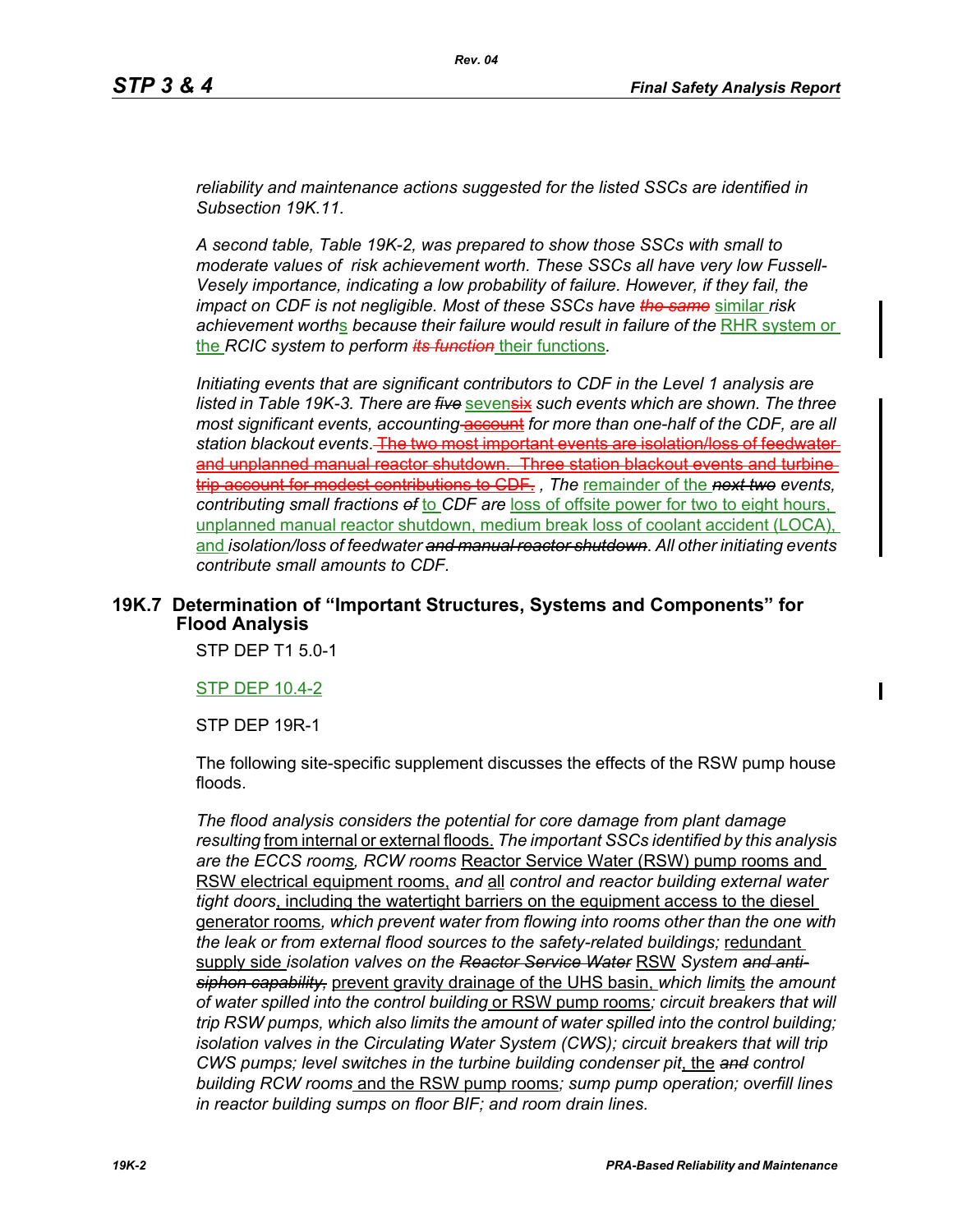*reliability and maintenance actions suggested for the listed SSCs are identified in Subsection 19K.11.*

*A second table, Table 19K-2, was prepared to show those SSCs with small to moderate values of risk achievement worth. These SSCs all have very low Fussell-Vesely importance, indicating a low probability of failure. However, if they fail, the impact on CDF is not negligible. Most of these SSCs have ~~the same~~ similar risk achievement worths because their failure would result in failure of the RHR system or the RCIC system to perform ~~its function~~ their functions.*

*Initiating events that are significant contributors to CDF in the Level 1 analysis are listed in Table 19K-3. There are ~~five~~ seven~~six~~ such events which are shown. The three most significant events, accounting ~~account~~ for more than one-half of the CDF, are all station blackout events. ~~The two most important events are isolation/loss of feedwater and unplanned manual reactor shutdown. Three station blackout events and turbine trip account for modest contributions to CDF.~~ , The remainder of the ~~next two~~ events, contributing small fractions ~~of~~ to CDF are loss of offsite power for two to eight hours, unplanned manual reactor shutdown, medium break loss of coolant accident (LOCA), and isolation/loss of feedwater ~~and manual reactor shutdown~~. All other initiating events contribute small amounts to CDF.*

## 19K.7 Determination of "Important Structures, Systems and Components" for Flood Analysis

STP DEP T1 5.0-1

STP DEP 10.4-2

STP DEP 19R-1

The following site-specific supplement discusses the effects of the RSW pump house floods.

*The flood analysis considers the potential for core damage from plant damage resulting* from internal or external floods. *The important SSCs identified by this analysis are the ECCS rooms, RCW rooms* Reactor Service Water (RSW) pump rooms and RSW electrical equipment rooms, *and* all *control and reactor building external water tight doors*, including the watertight barriers on the equipment access to the diesel generator rooms*, which prevent water from flowing into rooms other than the one with the leak or from external flood sources to the safety-related buildings;* redundant supply side *isolation valves on the ~~Reactor Service Water~~* RSW *System ~~and anti-siphon capability,~~* prevent gravity drainage of the UHS basin, *which limits the amount of water spilled into the control building* or RSW pump rooms*; circuit breakers that will trip RSW pumps, which also limits the amount of water spilled into the control building; isolation valves in the Circulating Water System (CWS); circuit breakers that will trip CWS pumps; level switches in the turbine building condenser pit*, the *~~and~~ control building RCW rooms* and the RSW pump rooms*; sump pump operation; overfill lines in reactor building sumps on floor BIF; and room drain lines.*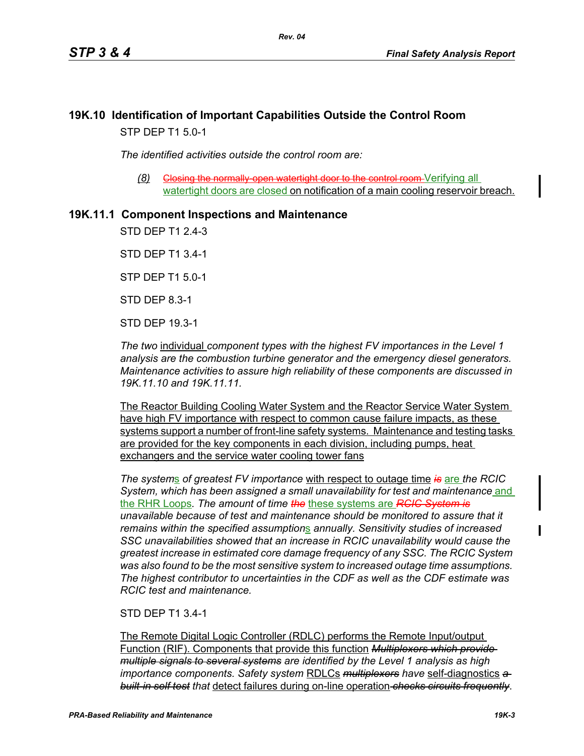## 19K.10 Identification of Important Capabilities Outside the Control Room

STP DEP T1 5.0-1

*The identified activities outside the control room are:*

*(8)* ~~Closing the normally-open watertight door to the control room~~ Verifying all watertight doors are closed on notification of a main cooling reservoir breach.

## 19K.11.1 Component Inspections and Maintenance

STD DEP T1 2.4-3

STD DEP T1 3.4-1

STP DEP T1 5.0-1

STD DEP 8.3-1

STD DEP 19.3-1

*The two* individual *component types with the highest FV importances in the Level 1 analysis are the combustion turbine generator and the emergency diesel generators. Maintenance activities to assure high reliability of these components are discussed in 19K.11.10 and 19K.11.11.*

The Reactor Building Cooling Water System and the Reactor Service Water System have high FV importance with respect to common cause failure impacts, as these systems support a number of front-line safety systems. Maintenance and testing tasks are provided for the key components in each division, including pumps, heat exchangers and the service water cooling tower fans

*The system*s *of greatest FV importance* with respect to outage time ~~*is*~~ are *the RCIC System, which has been assigned a small unavailability for test and maintenance* and the RHR Loops*. The amount of time* ~~*the*~~ these systems are ~~*RCIC System is*~~ *unavailable because of test and maintenance should be monitored to assure that it remains within the specified assumption*s *annually. Sensitivity studies of increased SSC unavailabilities showed that an increase in RCIC unavailability would cause the greatest increase in estimated core damage frequency of any SSC. The RCIC System was also found to be the most sensitive system to increased outage time assumptions. The highest contributor to uncertainties in the CDF as well as the CDF estimate was RCIC test and maintenance.*

STD DEP T1 3.4-1

The Remote Digital Logic Controller (RDLC) performs the Remote Input/output Function (RIF). Components that provide this function ~~*Multiplexers which provide multiple signals to several systems*~~ *are identified by the Level 1 analysis as high importance components. Safety system* RDLCs ~~*multiplexers*~~ *have* self-diagnostics ~~*a built-in self test*~~ *that* detect failures during on-line operation ~~*checks circuits frequently*~~*.*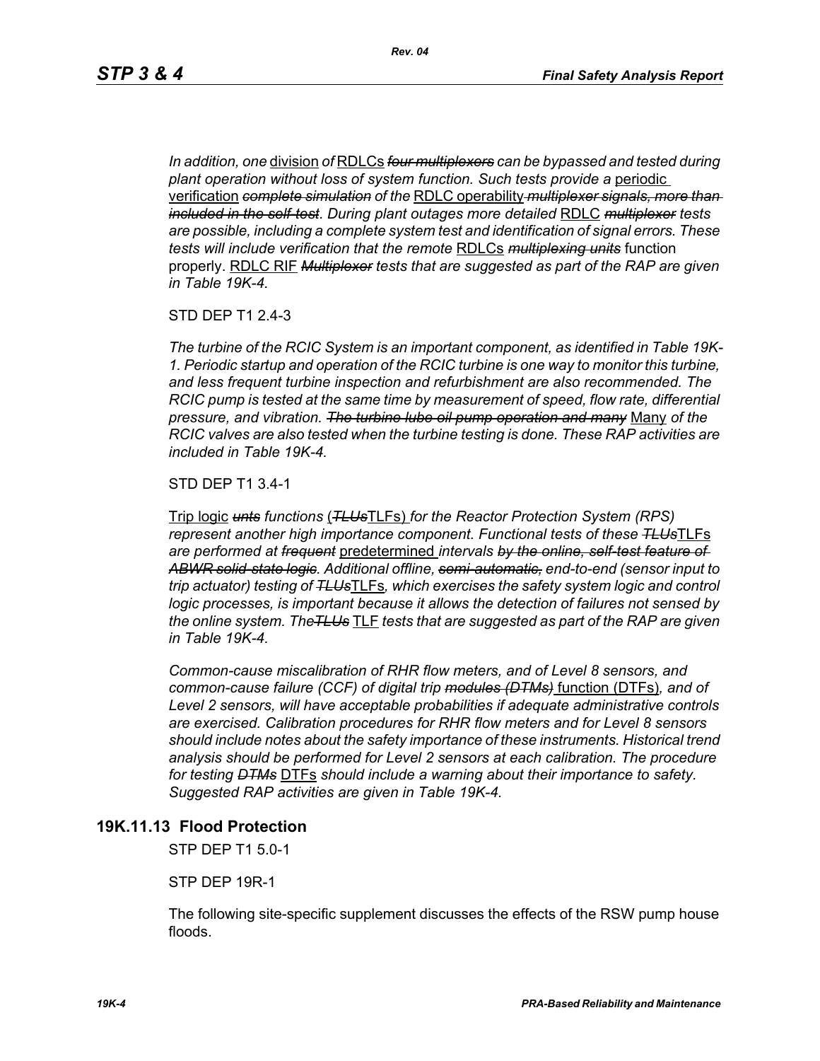*In addition, one* division *of* RDLCs ~~*four multiplexers*~~ *can be bypassed and tested during plant operation without loss of system function. Such tests provide a* periodic verification ~~*complete simulation*~~ *of the* RDLC operability ~~*multiplexer signals, more than included in the self-test*~~. *During plant outages more detailed* RDLC ~~*multiplexer*~~ *tests are possible, including a complete system test and identification of signal errors. These tests will include verification that the remote* RDLCs ~~*multiplexing units*~~ function properly. RDLC RIF ~~*Multiplexer*~~ *tests that are suggested as part of the RAP are given in Table 19K-4.*

STD DEP T1 2.4-3

*The turbine of the RCIC System is an important component, as identified in Table 19K-1. Periodic startup and operation of the RCIC turbine is one way to monitor this turbine, and less frequent turbine inspection and refurbishment are also recommended. The RCIC pump is tested at the same time by measurement of speed, flow rate, differential pressure, and vibration.* ~~*The turbine lube oil pump operation and many*~~ Many *of the RCIC valves are also tested when the turbine testing is done. These RAP activities are included in Table 19K-4.*

STD DEP T1 3.4-1

Trip logic ~~*unts*~~ *functions* (~~*TLUs*~~TLFs) *for the Reactor Protection System (RPS) represent another high importance component. Functional tests of these* ~~*TLUs*~~TLFs *are performed at* ~~*frequent*~~ predetermined *intervals* ~~*by the online, self-test feature of ABWR solid-state logic*~~. *Additional offline,* ~~*semi-automatic,*~~ *end-to-end (sensor input to trip actuator) testing of* ~~*TLUs*~~TLFs, *which exercises the safety system logic and control logic processes, is important because it allows the detection of failures not sensed by the online system. The*~~*TLUs*~~ TLF *tests that are suggested as part of the RAP are given in Table 19K-4.*

*Common-cause miscalibration of RHR flow meters, and of Level 8 sensors, and common-cause failure (CCF) of digital trip* ~~*modules (DTMs)*~~ function (DTFs)*, and of Level 2 sensors, will have acceptable probabilities if adequate administrative controls are exercised. Calibration procedures for RHR flow meters and for Level 8 sensors should include notes about the safety importance of these instruments. Historical trend analysis should be performed for Level 2 sensors at each calibration. The procedure for testing* ~~*DTMs*~~ DTFs *should include a warning about their importance to safety. Suggested RAP activities are given in Table 19K-4.*

## 19K.11.13 Flood Protection

STP DEP T1 5.0-1

STP DEP 19R-1

The following site-specific supplement discusses the effects of the RSW pump house floods.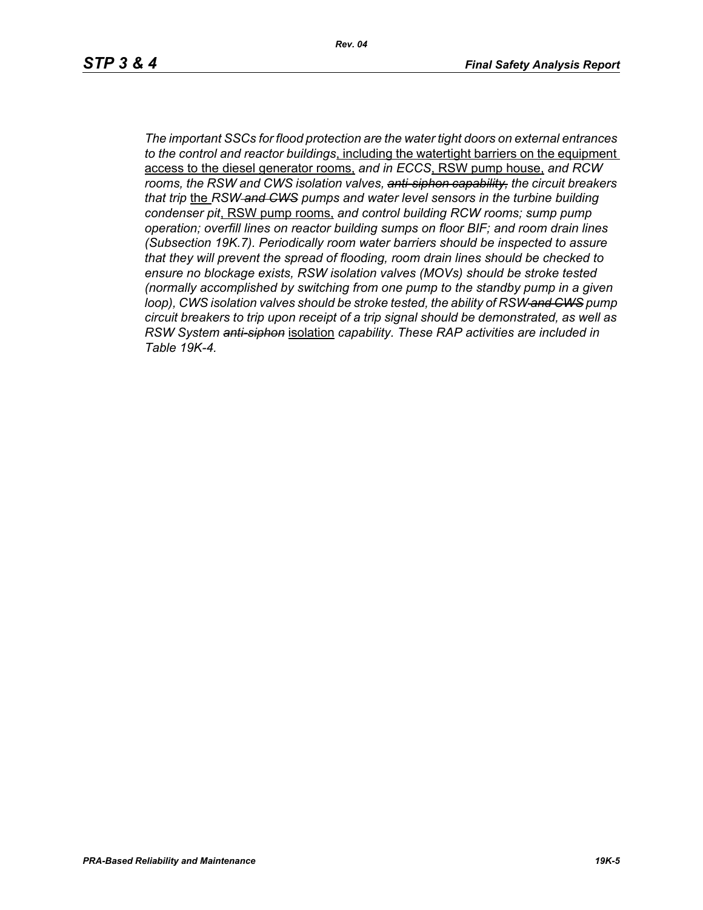*The important SSCs for flood protection are the water tight doors on external entrances to the control and reactor buildings*<u>, including the watertight barriers on the equipment access to the diesel generator rooms,</u> *and in ECCS*<u>, RSW pump house,</u> *and RCW rooms, the RSW and CWS isolation valves, ~~anti-siphon capability,~~ the circuit breakers that trip* <u>the</u> *RSW ~~and CWS~~ pumps and water level sensors in the turbine building condenser pit*<u>, RSW pump rooms,</u> *and control building RCW rooms; sump pump operation; overfill lines on reactor building sumps on floor BIF; and room drain lines (Subsection 19K.7). Periodically room water barriers should be inspected to assure that they will prevent the spread of flooding, room drain lines should be checked to ensure no blockage exists, RSW isolation valves (MOVs) should be stroke tested (normally accomplished by switching from one pump to the standby pump in a given loop), CWS isolation valves should be stroke tested, the ability of RSW ~~and CWS~~ pump circuit breakers to trip upon receipt of a trip signal should be demonstrated, as well as RSW System ~~anti-siphon~~* <u>isolation</u> *capability. These RAP activities are included in Table 19K-4.*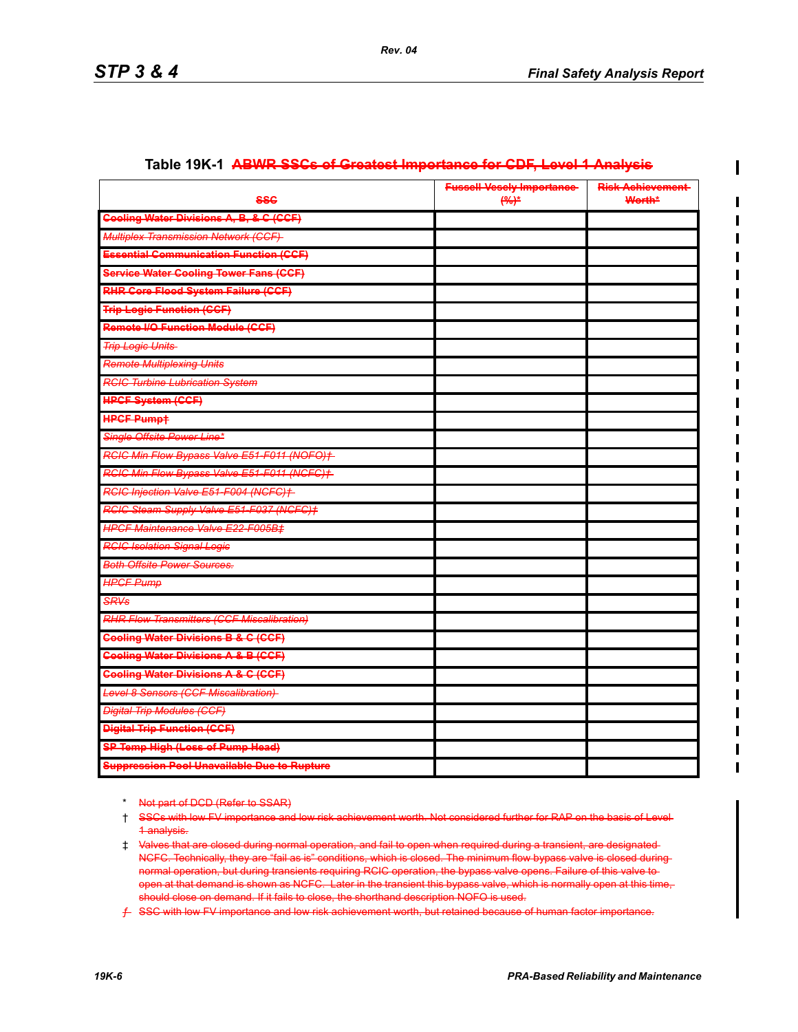## Table 19K-1 ~~ABWR SSCs of Greatest Importance for CDF, Level 1 Analysis~~

| ~~SSC~~ | ~~Fussell-Vesely Importance (%)*~~ | ~~Risk Achievement Worth*~~ |
|---|---|---|
| ~~**Cooling Water Divisions A, B, & C (CCF)**~~ | | |
| ~~*Multiplex Transmission Network (CCF)*~~ | | |
| ~~**Essential Communication Function (CCF)**~~ | | |
| ~~**Service Water Cooling Tower Fans (CCF)**~~ | | |
| ~~**RHR Core Flood System Failure (CCF)**~~ | | |
| ~~**Trip Logic Function (CCF)**~~ | | |
| ~~**Remote I/O Function Module (CCF)**~~ | | |
| ~~*Trip Logic Units*~~ | | |
| ~~*Remote Multiplexing Units*~~ | | |
| ~~*RCIC Turbine Lubrication System*~~ | | |
| ~~**HPCF System (CCF)**~~ | | |
| ~~**HPCF Pump‡**~~ | | |
| ~~*Single Offsite Power Line**~~ | | |
| ~~*RCIC Min Flow Bypass Valve E51-F011 (NOFO)†*~~ | | |
| ~~*RCIC Min Flow Bypass Valve E51-F011 (NCFC)‡*~~ | | |
| ~~*RCIC Injection Valve E51-F004 (NCFC)†*~~ | | |
| ~~*RCIC Steam Supply Valve E51-F037 (NCFC)‡*~~ | | |
| ~~*HPCF Maintenance Valve E22-F005B‡*~~ | | |
| ~~*RCIC Isolation Signal Logic*~~ | | |
| ~~*Both Offsite Power Sources.*~~ | | |
| ~~*HPCF Pump*~~ | | |
| ~~*SRVs*~~ | | |
| ~~*RHR Flow Transmitters (CCF Miscalibration)*~~ | | |
| ~~**Cooling Water Divisions B & C (CCF)**~~ | | |
| ~~**Cooling Water Divisions A & B (CCF)**~~ | | |
| ~~**Cooling Water Divisions A & C (CCF)**~~ | | |
| ~~*Level 8 Sensors (CCF Miscalibration)*~~ | | |
| ~~*Digital Trip Modules (CCF)*~~ | | |
| ~~**Digital Trip Function (CCF)**~~ | | |
| ~~**SP Temp High (Loss of Pump Head)**~~ | | |
| ~~**Suppression Pool Unavailable Due to Rupture**~~ | | |

\* ~~Not part of DCD (Refer to SSAR)~~

† ~~SSCs with low FV importance and low risk achievement worth. Not considered further for RAP on the basis of Level 1 analysis.~~

‡ ~~Valves that are closed during normal operation, and fail to open when required during a transient, are designated NCFC. Technically, they are "fail as is" conditions, which is closed. The minimum flow bypass valve is closed during normal operation, but during transients requiring RCIC operation, the bypass valve opens. Failure of this valve to open at that demand is shown as NCFC. Later in the transient this bypass valve, which is normally open at this time, should close on demand. If it fails to close, the shorthand description NOFO is used.~~

~~ƒ SSC with low FV importance and low risk achievement worth, but retained because of human factor importance.~~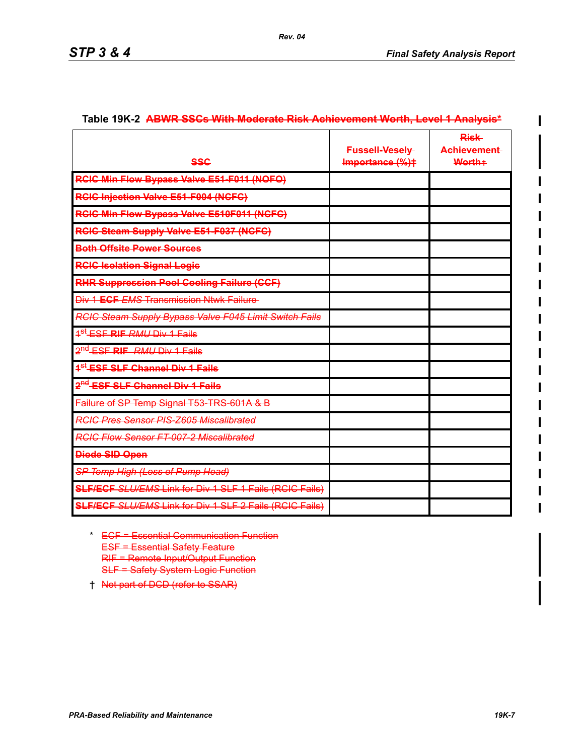Table 19K-2 ~~ABWR SSCs With Moderate Risk Achievement Worth, Level 1 Analysis*~~

| ~~SSC~~ | ~~Fussell-Vesely Importance (%)‡~~ | ~~Risk Achievement Worth+~~ |
|---|---|---|
| ~~**RCIC Min Flow Bypass Valve E51-F011 (NOFO)**~~ | | |
| ~~**RCIC Injection Valve E51-F004 (NCFC)**~~ | | |
| ~~**RCIC Min Flow Bypass Valve E510F011 (NCFC)**~~ | | |
| ~~**RCIC Steam Supply Valve E51-F037 (NCFC)**~~ | | |
| ~~**Both Offsite Power Sources**~~ | | |
| ~~**RCIC Isolation Signal Logic**~~ | | |
| ~~**RHR Suppression Pool Cooling Failure (CCF)**~~ | | |
| ~~Div 1 **ECF** *EMS* Transmission Ntwk Failure~~ | | |
| ~~*RCIC Steam Supply Bypass Valve F045 Limit Switch Fails*~~ | | |
| ~~1st ESF **RIF** *RMU* Div 1 Fails~~ | | |
| ~~2nd ESF **RIF** *RMU* Div 1 Fails~~ | | |
| ~~**1st ESF SLF Channel Div 1 Fails**~~ | | |
| ~~**2nd ESF SLF Channel Div 1 Fails**~~ | | |
| ~~Failure of SP Temp Signal T53-TRS-601A & B~~ | | |
| ~~*RCIC Pres Sensor PIS-Z605 Miscalibrated*~~ | | |
| ~~*RCIC Flow Sensor FT-007-2 Miscalibrated*~~ | | |
| ~~**Diode SID Open**~~ | | |
| ~~*SP Temp High (Loss of Pump Head)*~~ | | |
| ~~**SLF/ECF** *SLU/EMS* Link for Div 1 SLF 1 Fails (RCIC Fails)~~ | | |
| ~~**SLF/ECF** *SLU/EMS* Link for Div 1 SLF 2 Fails (RCIC Fails)~~ | | |

\* ~~ECF = Essential Communication Function~~
~~ESF = Essential Safety Feature~~
~~RIF = Remote Input/Output Function~~
~~SLF = Safety System Logic Function~~

† ~~Not part of DCD (refer to SSAR)~~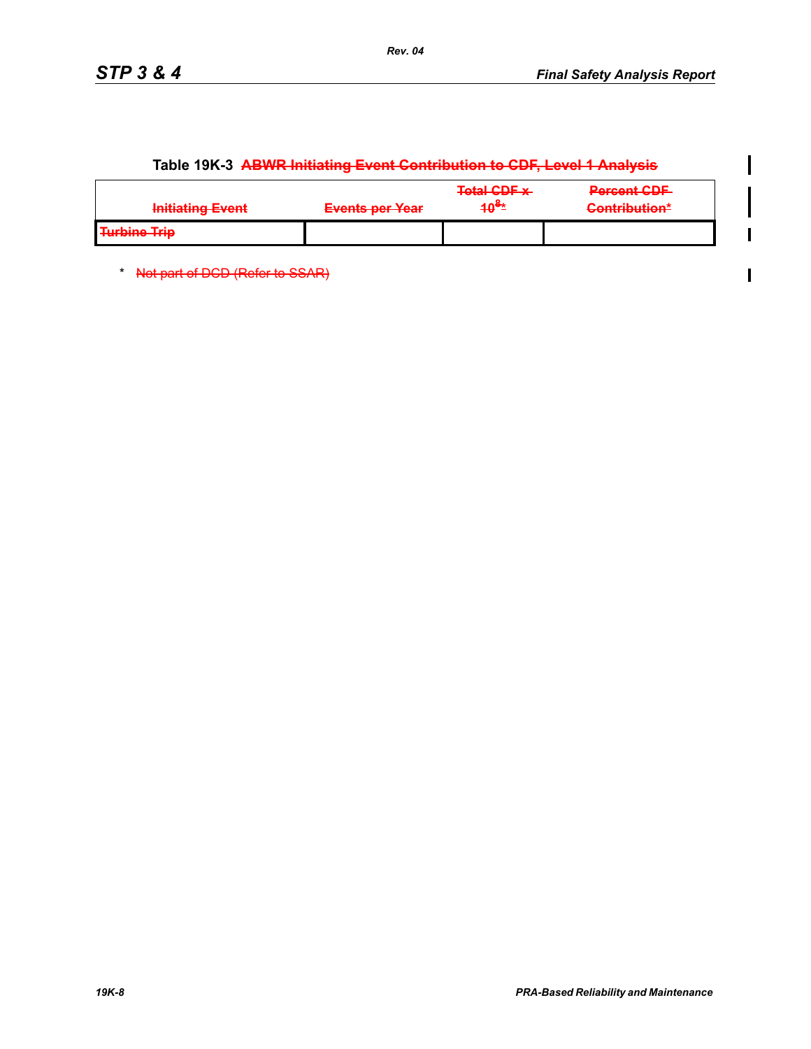Table 19K-3 ~~ABWR Initiating Event Contribution to CDF, Level 1 Analysis~~

| ~~Initiating Event~~ | ~~Events per Year~~ | ~~Total CDF x $10^8$*~~ | ~~Percent CDF Contribution*~~ |
|---|---|---|---|
| ~~Turbine Trip~~ | | | |

\* ~~Not part of DCD (Refer to SSAR)~~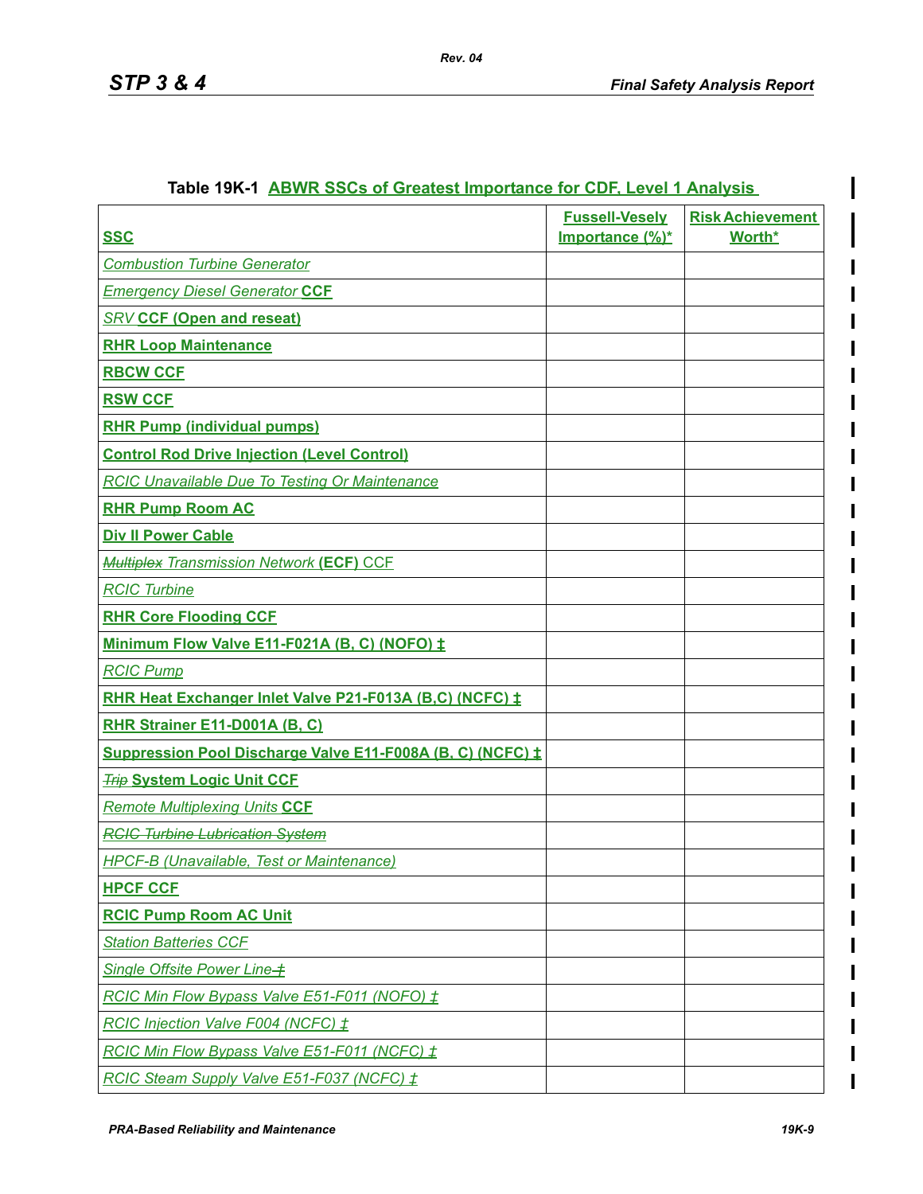**Table 19K-1 ABWR SSCs of Greatest Importance for CDF, Level 1 Analysis**

| SSC | Fussell-Vesely Importance (%)* | Risk Achievement Worth* |
|---|---|---|
| *Combustion Turbine Generator* | | |
| *Emergency Diesel Generator* **CCF** | | |
| *SRV* **CCF (Open and reseat)** | | |
| **RHR Loop Maintenance** | | |
| **RBCW CCF** | | |
| **RSW CCF** | | |
| **RHR Pump (individual pumps)** | | |
| **Control Rod Drive Injection (Level Control)** | | |
| *RCIC Unavailable Due To Testing Or Maintenance* | | |
| **RHR Pump Room AC** | | |
| **Div II Power Cable** | | |
| ~~*Multiplex*~~ *Transmission Network* **(ECF)** CCF | | |
| *RCIC Turbine* | | |
| **RHR Core Flooding CCF** | | |
| **Minimum Flow Valve E11-F021A (B, C) (NOFO) ‡** | | |
| *RCIC Pump* | | |
| **RHR Heat Exchanger Inlet Valve P21-F013A (B,C) (NCFC) ‡** | | |
| **RHR Strainer E11-D001A (B, C)** | | |
| **Suppression Pool Discharge Valve E11-F008A (B, C) (NCFC) ‡** | | |
| ~~*Trip*~~ **System Logic Unit CCF** | | |
| *Remote Multiplexing Units* **CCF** | | |
| ~~*RCIC Turbine Lubrication System*~~ | | |
| *HPCF-B (Unavailable, Test or Maintenance)* | | |
| **HPCF CCF** | | |
| **RCIC Pump Room AC Unit** | | |
| *Station Batteries CCF* | | |
| *Single Offsite Power Line* ~~‡~~ | | |
| *RCIC Min Flow Bypass Valve E51-F011 (NOFO) ‡* | | |
| *RCIC Injection Valve F004 (NCFC) ‡* | | |
| *RCIC Min Flow Bypass Valve E51-F011 (NCFC) ‡* | | |
| *RCIC Steam Supply Valve E51-F037 (NCFC) ‡* | | |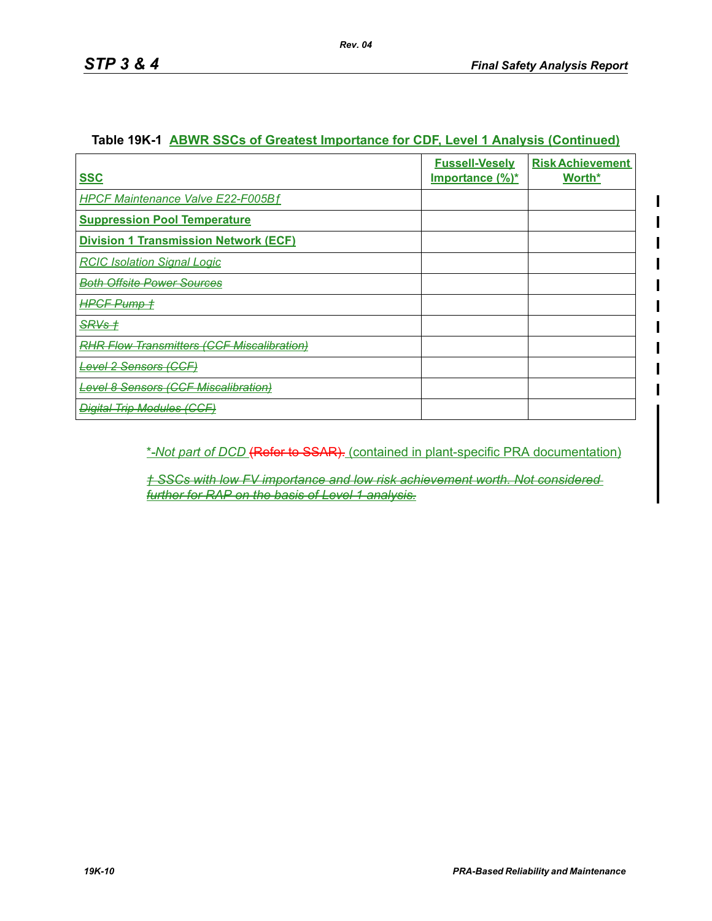**Table 19K-1 ABWR SSCs of Greatest Importance for CDF, Level 1 Analysis (Continued)**

| SSC | Fussell-Vesely Importance (%)* | Risk Achievement Worth* |
|---|---|---|
| *HPCF Maintenance Valve E22-F005B ƒ* | | |
| **Suppression Pool Temperature** | | |
| **Division 1 Transmission Network (ECF)** | | |
| *RCIC Isolation Signal Logic* | | |
| ~~*Both Offsite Power Sources*~~ | | |
| ~~*HPCF Pump †*~~ | | |
| ~~*SRVs †*~~ | | |
| ~~*RHR Flow Transmitters (CCF Miscalibration)*~~ | | |
| ~~*Level 2 Sensors (CCF)*~~ | | |
| ~~*Level 8 Sensors (CCF Miscalibration)*~~ | | |
| ~~*Digital Trip Modules (CCF)*~~ | | |

*-Not part of DCD ~~(Refer to SSAR).~~ (contained in plant-specific PRA documentation)

~~*† SSCs with low FV importance and low risk achievement worth. Not considered further for RAP on the basis of Level 1 analysis.*~~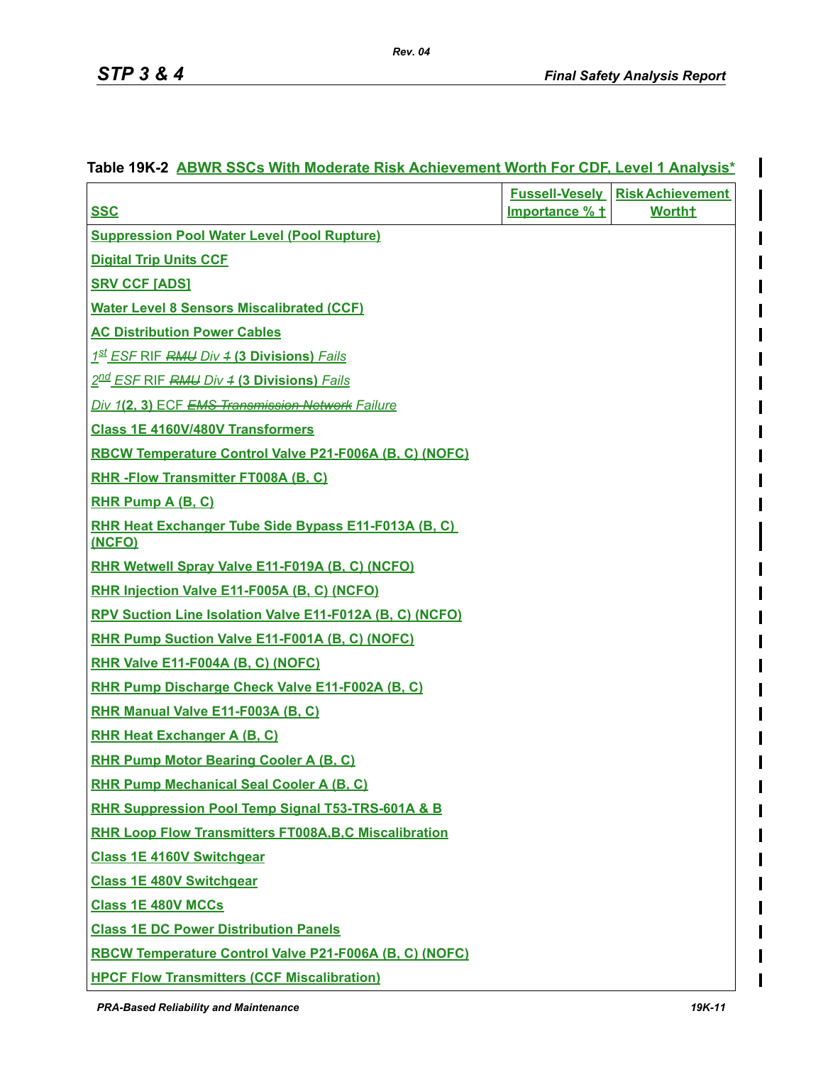**Table 19K-2 ABWR SSCs With Moderate Risk Achievement Worth For CDF, Level 1 Analysis***

| SSC | Fussell-Vesely Importance % † | Risk Achievement Worth† |
|---|---|---|
| Suppression Pool Water Level (Pool Rupture) | | |
| Digital Trip Units CCF | | |
| SRV CCF [ADS] | | |
| Water Level 8 Sensors Miscalibrated (CCF) | | |
| AC Distribution Power Cables | | |
| *1st ESF* RIF ~~*RMU*~~ *Div* ~~*1*~~ **(3 Divisions)** *Fails* | | |
| *2nd ESF* RIF ~~*RMU*~~ *Div* ~~*1*~~ **(3 Divisions)** *Fails* | | |
| *Div 1***(2, 3)** ECF ~~*EMS Transmission Network*~~ *Failure* | | |
| Class 1E 4160V/480V Transformers | | |
| RBCW Temperature Control Valve P21-F006A (B, C) (NOFC) | | |
| RHR -Flow Transmitter FT008A (B, C) | | |
| RHR Pump A (B, C) | | |
| RHR Heat Exchanger Tube Side Bypass E11-F013A (B, C) (NCFO) | | |
| RHR Wetwell Spray Valve E11-F019A (B, C) (NCFO) | | |
| RHR Injection Valve E11-F005A (B, C) (NCFO) | | |
| RPV Suction Line Isolation Valve E11-F012A (B, C) (NCFO) | | |
| RHR Pump Suction Valve E11-F001A (B, C) (NOFC) | | |
| RHR Valve E11-F004A (B, C) (NOFC) | | |
| RHR Pump Discharge Check Valve E11-F002A (B, C) | | |
| RHR Manual Valve E11-F003A (B, C) | | |
| RHR Heat Exchanger A (B, C) | | |
| RHR Pump Motor Bearing Cooler A (B, C) | | |
| RHR Pump Mechanical Seal Cooler A (B, C) | | |
| RHR Suppression Pool Temp Signal T53-TRS-601A & B | | |
| RHR Loop Flow Transmitters FT008A,B,C Miscalibration | | |
| Class 1E 4160V Switchgear | | |
| Class 1E 480V Switchgear | | |
| Class 1E 480V MCCs | | |
| Class 1E DC Power Distribution Panels | | |
| RBCW Temperature Control Valve P21-F006A (B, C) (NOFC) | | |
| HPCF Flow Transmitters (CCF Miscalibration) | | |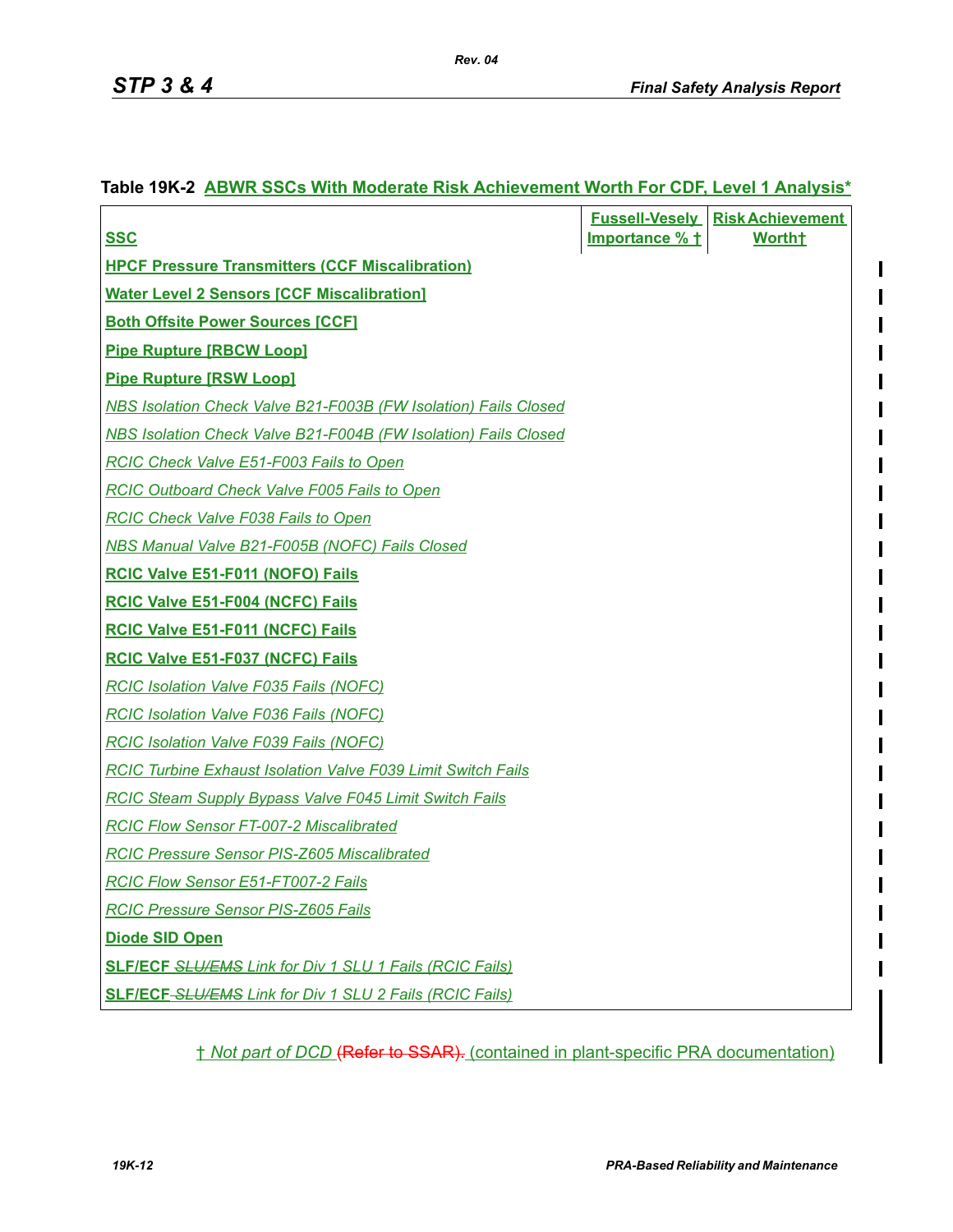**Table 19K-2 ABWR SSCs With Moderate Risk Achievement Worth For CDF, Level 1 Analysis***

| SSC | Fussell-Vesely Importance % † | Risk Achievement Worth† |
|---|---|---|
| **HPCF Pressure Transmitters (CCF Miscalibration)** | | |
| **Water Level 2 Sensors [CCF Miscalibration]** | | |
| **Both Offsite Power Sources [CCF]** | | |
| **Pipe Rupture [RBCW Loop]** | | |
| **Pipe Rupture [RSW Loop]** | | |
| *NBS Isolation Check Valve B21-F003B (FW Isolation) Fails Closed* | | |
| *NBS Isolation Check Valve B21-F004B (FW Isolation) Fails Closed* | | |
| *RCIC Check Valve E51-F003 Fails to Open* | | |
| *RCIC Outboard Check Valve F005 Fails to Open* | | |
| *RCIC Check Valve F038 Fails to Open* | | |
| *NBS Manual Valve B21-F005B (NOFC) Fails Closed* | | |
| **RCIC Valve E51-F011 (NOFO) Fails** | | |
| **RCIC Valve E51-F004 (NCFC) Fails** | | |
| **RCIC Valve E51-F011 (NCFC) Fails** | | |
| **RCIC Valve E51-F037 (NCFC) Fails** | | |
| *RCIC Isolation Valve F035 Fails (NOFC)* | | |
| *RCIC Isolation Valve F036 Fails (NOFC)* | | |
| *RCIC Isolation Valve F039 Fails (NOFC)* | | |
| *RCIC Turbine Exhaust Isolation Valve F039 Limit Switch Fails* | | |
| *RCIC Steam Supply Bypass Valve F045 Limit Switch Fails* | | |
| *RCIC Flow Sensor FT-007-2 Miscalibrated* | | |
| *RCIC Pressure Sensor PIS-Z605 Miscalibrated* | | |
| *RCIC Flow Sensor E51-FT007-2 Fails* | | |
| *RCIC Pressure Sensor PIS-Z605 Fails* | | |
| **Diode SID Open** | | |
| **SLF/ECF** ~~*SLU/EMS*~~ *Link for Div 1 SLU 1 Fails (RCIC Fails)* | | |
| **SLF/ECF** ~~*SLU/EMS*~~ *Link for Div 1 SLU 2 Fails (RCIC Fails)* | | |

† *Not part of DCD* ~~(Refer to SSAR).~~ (contained in plant-specific PRA documentation)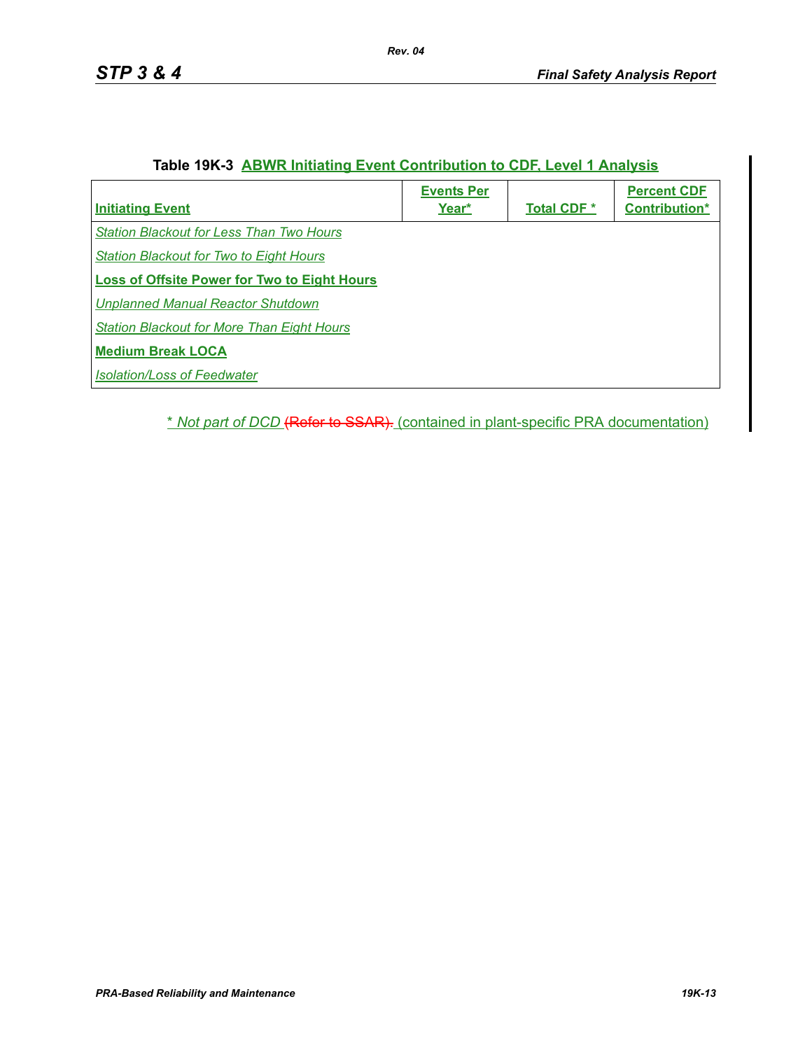**Table 19K-3 ABWR Initiating Event Contribution to CDF, Level 1 Analysis**

| Initiating Event | Events Per Year* | Total CDF * | Percent CDF Contribution* |
|---|---|---|---|
| *Station Blackout for Less Than Two Hours* | | | |
| *Station Blackout for Two to Eight Hours* | | | |
| **Loss of Offsite Power for Two to Eight Hours** | | | |
| *Unplanned Manual Reactor Shutdown* | | | |
| *Station Blackout for More Than Eight Hours* | | | |
| **Medium Break LOCA** | | | |
| *Isolation/Loss of Feedwater* | | | |

\* *Not part of DCD* ~~(Refer to SSAR).~~ (contained in plant-specific PRA documentation)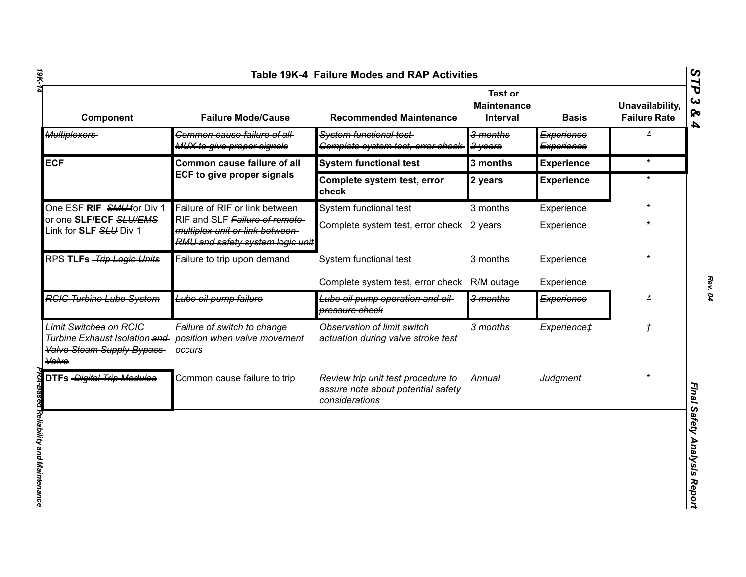## Table 19K-4 Failure Modes and RAP Activities

| Component | Failure Mode/Cause | Recommended Maintenance | Test or Maintenance Interval | Basis | Unavailability, Failure Rate |
|---|---|---|---|---|---|
| ~~Multiplexers~~ | ~~Common cause failure of all MUX to give proper signals~~ | ~~System functional test~~<br>~~Complete system test, error check~~ | ~~3 months~~<br>~~2 years~~ | ~~Experience~~<br>~~Experience~~ | ~~*~~ |
| **ECF** | **Common cause failure of all ECF to give proper signals** | **System functional test** | **3 months** | **Experience** | * |
| | | **Complete system test, error check** | **2 years** | **Experience** | * |
| One ESF **RIF** ~~SMU~~ for Div 1 or one **SLF/ECF** ~~SLU/EMS~~ Link for **SLF** ~~SLU~~ Div 1 | Failure of RIF or link between RIF and SLF ~~Failure of remote multiplex unit or link between RMU and safety system logic unit~~ | System functional test<br>Complete system test, error check | 3 months<br>2 years | Experience<br>Experience | *<br>* |
| RPS **TLFs** ~~Trip Logic Units~~ | Failure to trip upon demand | System functional test<br>Complete system test, error check | 3 months<br>R/M outage | Experience<br>Experience | * |
| ~~RCIC Turbine Lube System~~ | ~~Lube oil pump failure~~ | ~~Lube oil pump operation and oil pressure check~~ | ~~3 months~~ | ~~Experience~~ | ~~*~~ |
| *Limit Switch~~es~~ on RCIC Turbine Exhaust Isolation ~~and Valve Steam Supply Bypass Valve~~* | *Failure of switch to change position when valve movement occurs* | *Observation of limit switch actuation during valve stroke test* | *3 months* | *Experience‡* | *†* |
| **DTFs** ~~Digital Trip Modules~~ | Common cause failure to trip | *Review trip unit test procedure to assure note about potential safety considerations* | *Annual* | *Judgment* | * |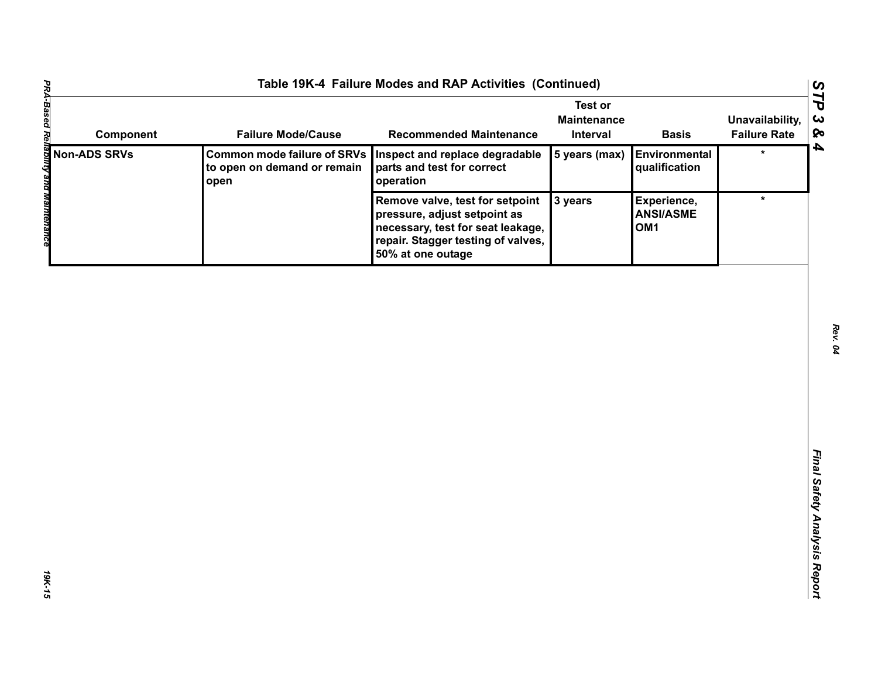## Table 19K-4 Failure Modes and RAP Activities (Continued)

| Component | Failure Mode/Cause | Recommended Maintenance | Test or Maintenance Interval | Basis | Unavailability, Failure Rate |
|---|---|---|---|---|---|
| **Non-ADS SRVs** | **Common mode failure of SRVs to open on demand or remain open** | **Inspect and replace degradable parts and test for correct operation** | **5 years (max)** | **Environmental qualification** | * |
| | | **Remove valve, test for setpoint pressure, adjust setpoint as necessary, test for seat leakage, repair. Stagger testing of valves, 50% at one outage** | **3 years** | **Experience, ANSI/ASME OM1** | * |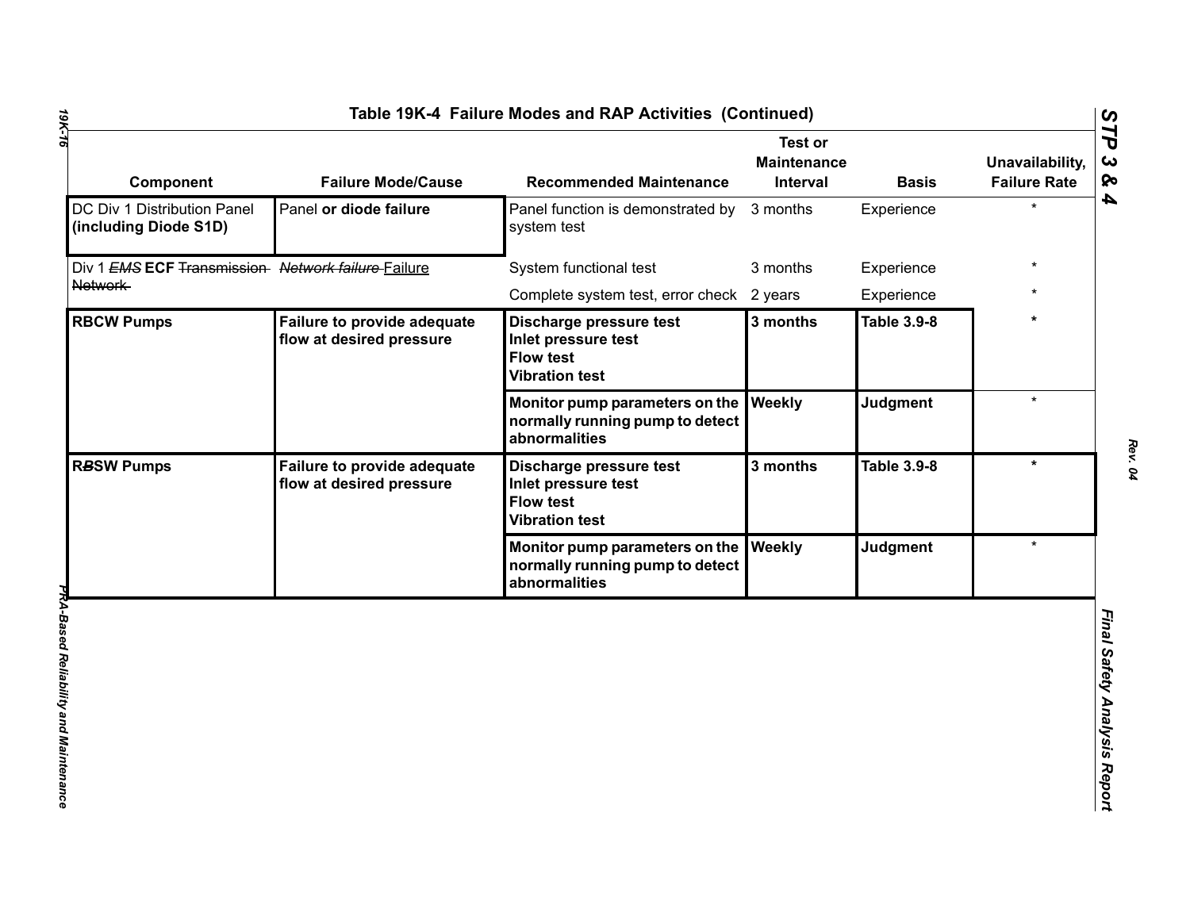Table 19K-4 Failure Modes and RAP Activities (Continued)

| Component | Failure Mode/Cause | Recommended Maintenance | Test or Maintenance Interval | Basis | Unavailability, Failure Rate |
|---|---|---|---|---|---|
| DC Div 1 Distribution Panel **(including Diode S1D)** | Panel **or diode failure** | Panel function is demonstrated by system test | 3 months | Experience | * |
| Div 1 ~~*EMS*~~ **ECF** ~~Transmission Network~~ | ~~*Network failure*~~ Failure | System functional test | 3 months | Experience | * |
| | | Complete system test, error check | 2 years | Experience | * |
| **RBCW Pumps** | **Failure to provide adequate flow at desired pressure** | **Discharge pressure test Inlet pressure test Flow test Vibration test** | **3 months** | **Table 3.9-8** | * |
| | | **Monitor pump parameters on the normally running pump to detect abnormalities** | **Weekly** | **Judgment** | * |
| **R~~*B*~~SW Pumps** | **Failure to provide adequate flow at desired pressure** | **Discharge pressure test Inlet pressure test Flow test Vibration test** | **3 months** | **Table 3.9-8** | * |
| | | **Monitor pump parameters on the normally running pump to detect abnormalities** | **Weekly** | **Judgment** | * |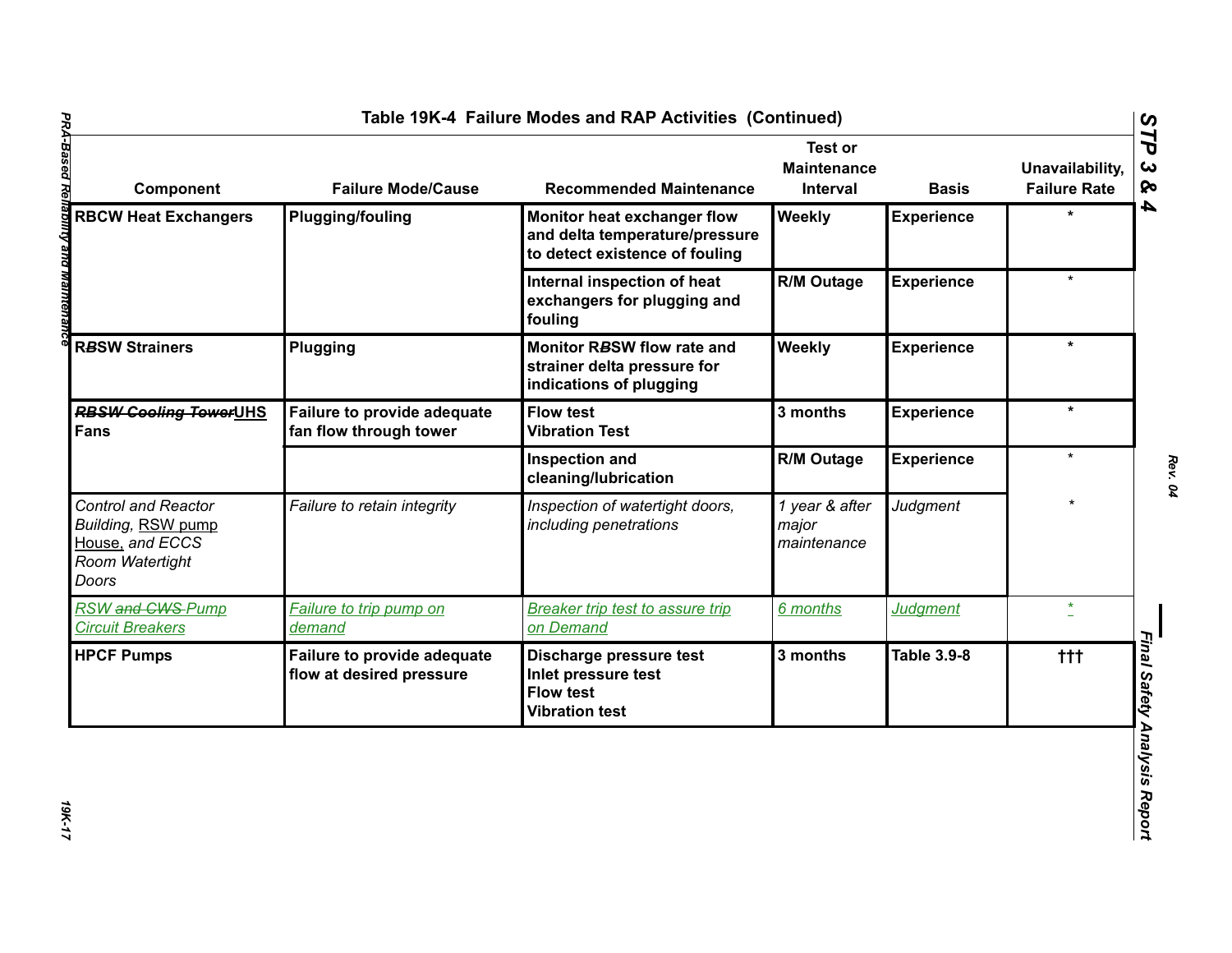## Table 19K-4 Failure Modes and RAP Activities (Continued)

| Component | Failure Mode/Cause | Recommended Maintenance | Test or Maintenance Interval | Basis | Unavailability, Failure Rate |
|---|---|---|---|---|---|
| **RBCW Heat Exchangers** | **Plugging/fouling** | **Monitor heat exchanger flow and delta temperature/pressure to detect existence of fouling** | **Weekly** | **Experience** | * |
| | | **Internal inspection of heat exchangers for plugging and fouling** | **R/M Outage** | **Experience** | * |
| **R~~B~~SW Strainers** | **Plugging** | **Monitor R~~B~~SW flow rate and strainer delta pressure for indications of plugging** | **Weekly** | **Experience** | * |
| **~~RBSW Cooling Tower~~UHS Fans** | **Failure to provide adequate fan flow through tower** | **Flow test Vibration Test** | **3 months** | **Experience** | * |
| | | **Inspection and cleaning/lubrication** | **R/M Outage** | **Experience** | * |
| *Control and Reactor Building,* RSW pump House, *and ECCS Room Watertight Doors* | *Failure to retain integrity* | *Inspection of watertight doors, including penetrations* | *1 year & after major maintenance* | *Judgment* | * |
| *RSW ~~and CWS~~ Pump Circuit Breakers* | *Failure to trip pump on demand* | *Breaker trip test to assure trip on Demand* | *6 months* | *Judgment* | * |
| **HPCF Pumps** | **Failure to provide adequate flow at desired pressure** | **Discharge pressure test Inlet pressure test Flow test Vibration test** | **3 months** | **Table 3.9-8** | ††† |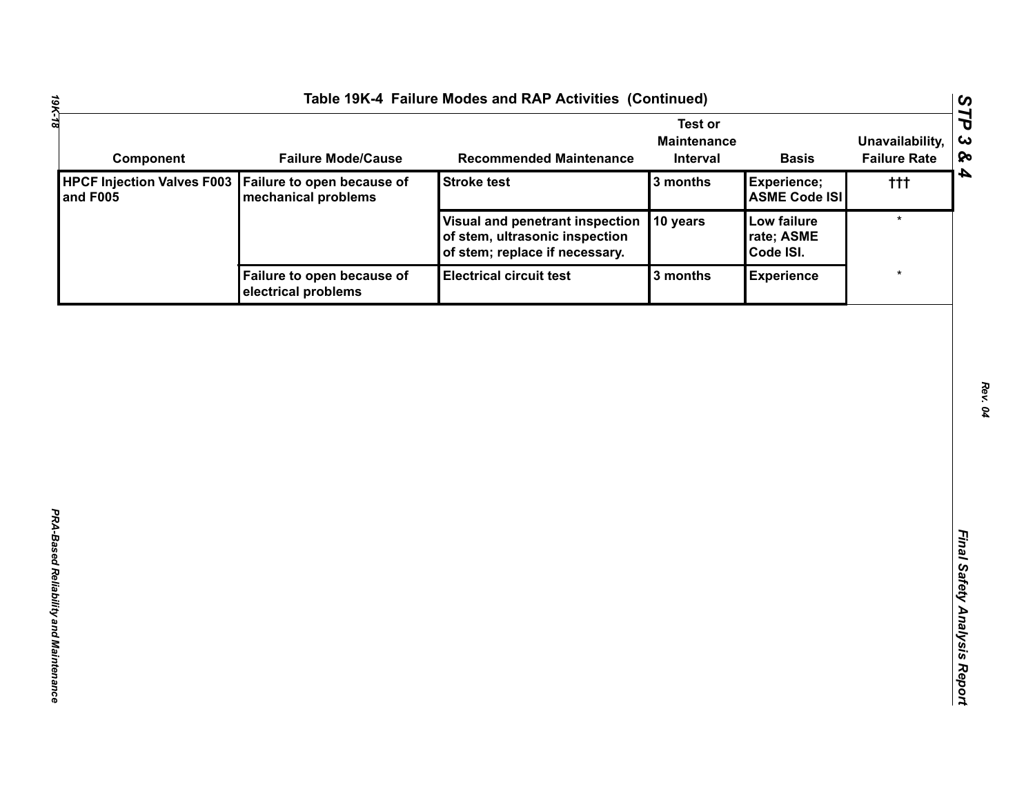## Table 19K-4 Failure Modes and RAP Activities (Continued)

| Component | Failure Mode/Cause | Recommended Maintenance | Test or Maintenance Interval | Basis | Unavailability, Failure Rate |
|---|---|---|---|---|---|
| HPCF Injection Valves F003 and F005 | Failure to open because of mechanical problems | Stroke test | 3 months | Experience; ASME Code ISI | ††† |
| | | Visual and penetrant inspection of stem, ultrasonic inspection of stem; replace if necessary. | 10 years | Low failure rate; ASME Code ISI. | * |
| | Failure to open because of electrical problems | Electrical circuit test | 3 months | Experience | * |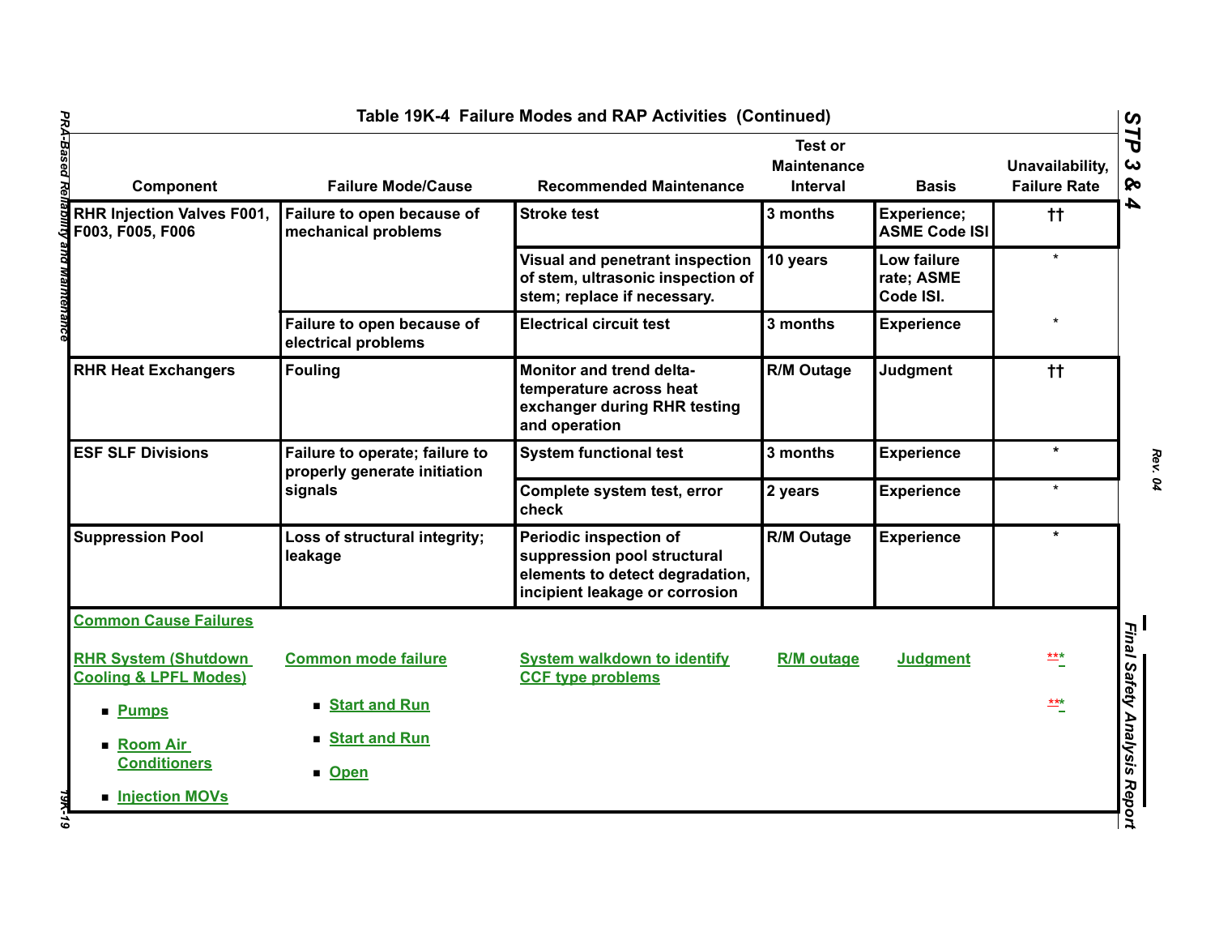## Table 19K-4 Failure Modes and RAP Activities (Continued)

| Component | Failure Mode/Cause | Recommended Maintenance | Test or Maintenance Interval | Basis | Unavailability, Failure Rate |
|---|---|---|---|---|---|
| RHR Injection Valves F001, F003, F005, F006 | Failure to open because of mechanical problems | Stroke test | 3 months | Experience; ASME Code ISI | †† |
| | | Visual and penetrant inspection of stem, ultrasonic inspection of stem; replace if necessary. | 10 years | Low failure rate; ASME Code ISI. | * |
| | Failure to open because of electrical problems | Electrical circuit test | 3 months | Experience | * |
| RHR Heat Exchangers | Fouling | Monitor and trend delta-temperature across heat exchanger during RHR testing and operation | R/M Outage | Judgment | †† |
| ESF SLF Divisions | Failure to operate; failure to properly generate initiation signals | System functional test | 3 months | Experience | * |
| | | Complete system test, error check | 2 years | Experience | * |
| Suppression Pool | Loss of structural integrity; leakage | Periodic inspection of suppression pool structural elements to detect degradation, incipient leakage or corrosion | R/M Outage | Experience | * |
| Common Cause Failures | | | | | |
| RHR System (Shutdown Cooling & LPFL Modes) | Common mode failure | System walkdown to identify CCF type problems | R/M outage | Judgment | *** |
| ■ Pumps | ■ Start and Run | | | | *** |
| ■ Room Air Conditioners | ■ Start and Run | | | | |
| ■ Injection MOVs | ■ Open | | | | |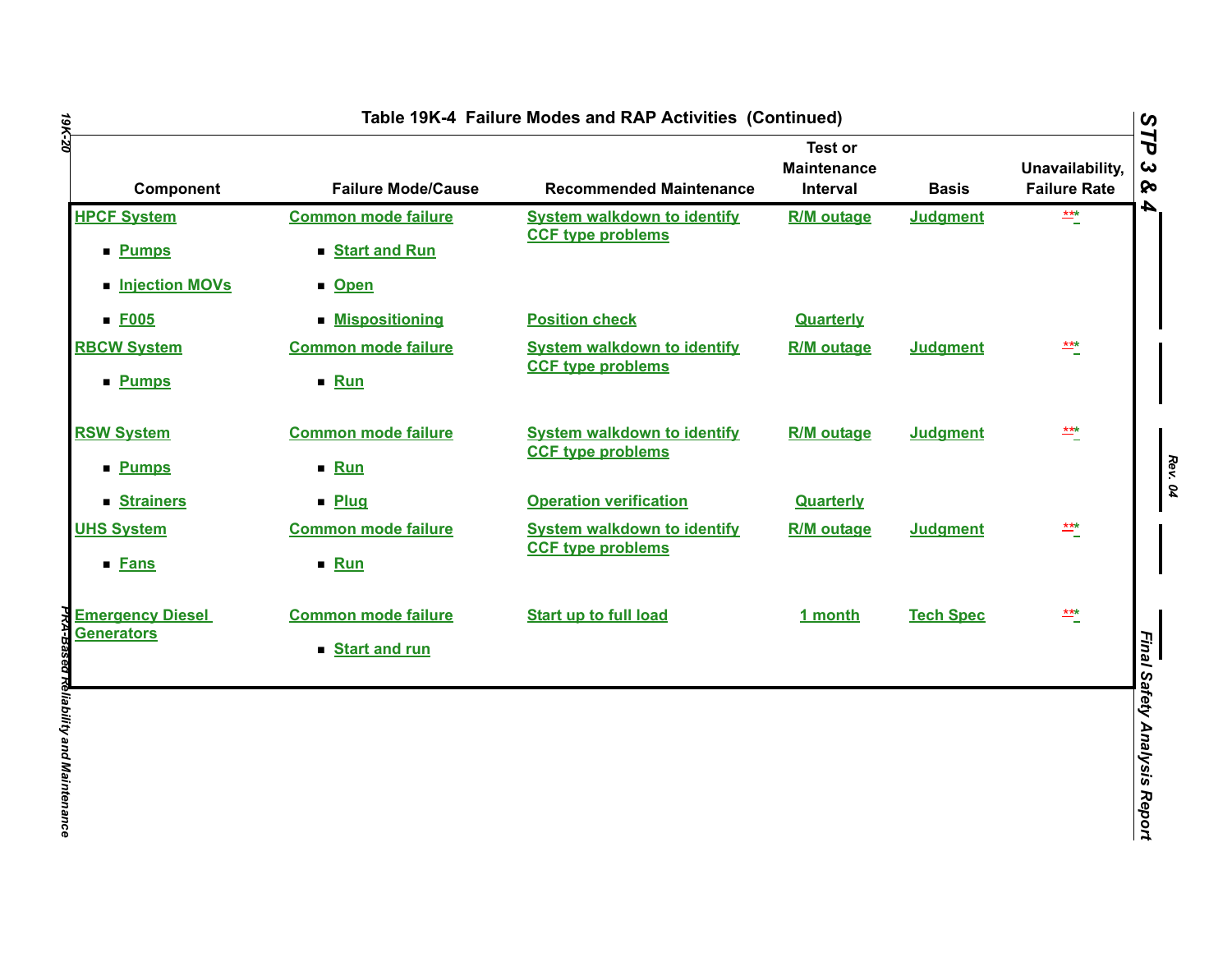Table 19K-4 Failure Modes and RAP Activities (Continued)

| Component | Failure Mode/Cause | Recommended Maintenance | Test or Maintenance Interval | Basis | Unavailability, Failure Rate |
|---|---|---|---|---|---|
| HPCF System | Common mode failure | System walkdown to identify CCF type problems | R/M outage | Judgment | *** |
| ▪ Pumps | ▪ Start and Run | | | | |
| ▪ Injection MOVs | ▪ Open | | | | |
| ▪ F005 | ▪ Mispositioning | Position check | Quarterly | | |
| RBCW System | Common mode failure | System walkdown to identify CCF type problems | R/M outage | Judgment | *** |
| ▪ Pumps | ▪ Run | | | | |
| RSW System | Common mode failure | System walkdown to identify CCF type problems | R/M outage | Judgment | *** |
| ▪ Pumps | ▪ Run | | | | |
| ▪ Strainers | ▪ Plug | Operation verification | Quarterly | | |
| UHS System | Common mode failure | System walkdown to identify CCF type problems | R/M outage | Judgment | *** |
| ▪ Fans | ▪ Run | | | | |
| Emergency Diesel Generators | Common mode failure | Start up to full load | 1 month | Tech Spec | *** |
| | ▪ Start and run | | | | |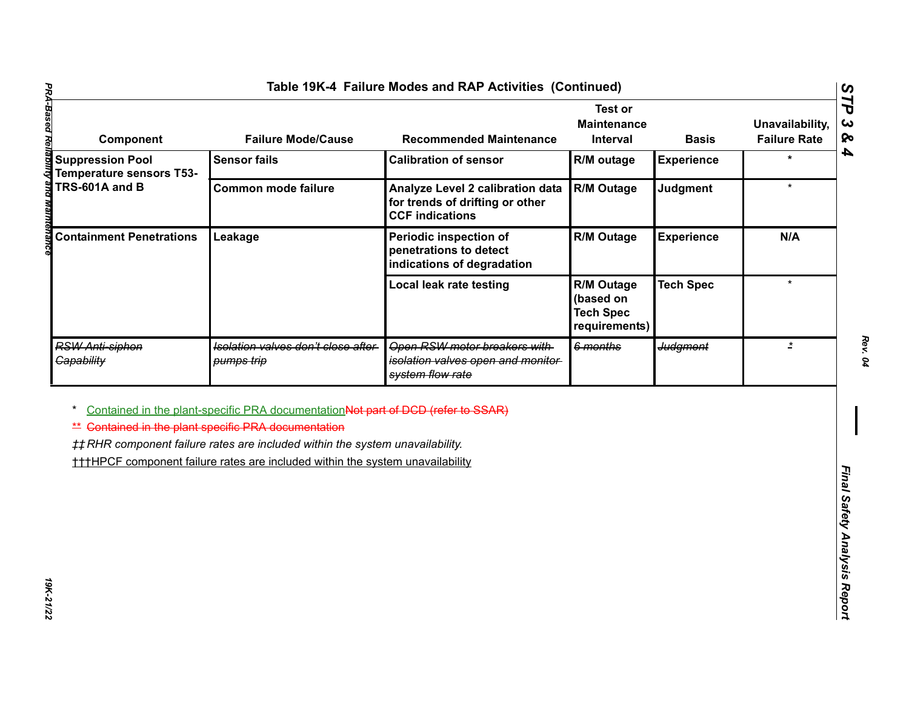Table 19K-4 Failure Modes and RAP Activities (Continued)

| Component | Failure Mode/Cause | Recommended Maintenance | Test or Maintenance Interval | Basis | Unavailability, Failure Rate |
|---|---|---|---|---|---|
| **Suppression Pool Temperature sensors T53-TRS-601A and B** | **Sensor fails** | **Calibration of sensor** | **R/M outage** | **Experience** | * |
| | **Common mode failure** | **Analyze Level 2 calibration data for trends of drifting or other CCF indications** | **R/M Outage** | **Judgment** | * |
| **Containment Penetrations** | **Leakage** | **Periodic inspection of penetrations to detect indications of degradation** | **R/M Outage** | **Experience** | **N/A** |
| | | **Local leak rate testing** | **R/M Outage (based on Tech Spec requirements)** | **Tech Spec** | * |
| ~~*RSW Anti-siphon Capability*~~ | ~~*Isolation valves don't close after pumps trip*~~ | ~~*Open RSW motor breakers with isolation valves open and monitor system flow rate*~~ | ~~*6 months*~~ | ~~*Judgment*~~ | ~~*~~ |

\* Contained in the plant-specific PRA documentation~~Not part of DCD (refer to SSAR)~~

~~** Contained in the plant specific PRA documentation~~

*‡‡ RHR component failure rates are included within the system unavailability.*

†††HPCF component failure rates are included within the system unavailability